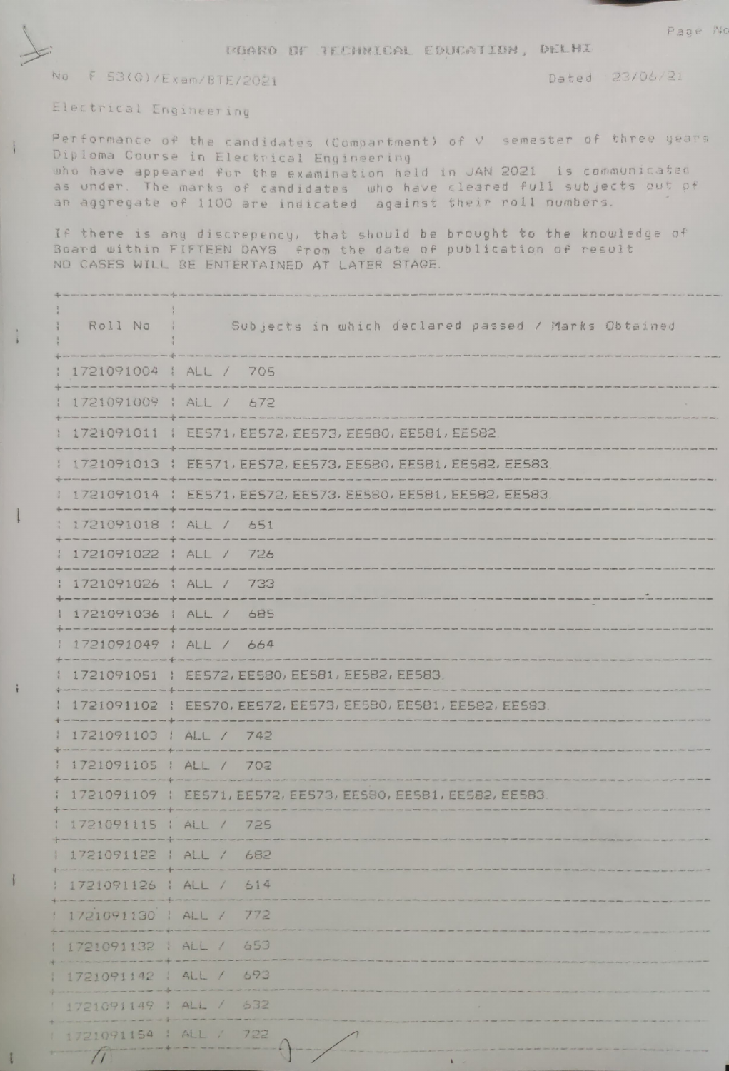# BOARD OF TECHNICAL EDUCATION, DELHI

No F 53(G)/Exam/BTE/2021 Dated 23/06/21

Electrical Engineering

Performance of the candidates (Compartment) of V semester of three years Diploma Course in Electrical Engineering who have appeared for the examination held in JAN 2021 is communicated as under. The marks of candidates who have cleared full subjects out of an aggregate of 1100 are indicated against their roll numbers.

If there is any discrepency, that should be brought to the knowledge of Board within FIFTEEN DAYS from the date of publication of result NO CASES WILL BE ENTERTAINED AT LATER STAGE.

| Roll No | Subjects in which declared passed / Marks Obtained |
|---|---|
| 1721091004 | ALL / 705 |
| 1721091009 | ALL / 672 |
| 1721091011 | EE571, EE572, EE573, EE580, EE581, EE582 |
| 1721091013 | EE571, EE572, EE573, EE580, EE581, EE582, EE583. |
| 1721091014 | EE571, EE572, EE573, EE580, EE581, EE582, EE583. |
| 1721091018 | ALL / 651 |
| 1721091022 | ALL / 726 |
| 1721091026 | ALL / 733 |
| 1721091036 | ALL / 685 |
| 1721091049 | ALL / 664 |
| 1721091051 | EE572, EE580, EE581, EE582, EE583. |
| 1721091102 | EE570, EE572, EE573, EE580, EE581, EE582, EE583. |
| 1721091103 | ALL / 742 |
| 1721091105 | ALL / 702 |
| 1721091109 | EE571, EE572, EE573, EE580, EE581, EE582, EE583. |
| 1721091115 | ALL / 725 |
| 1721091122 | ALL / 682 |
| 1721091126 | ALL / 614 |
| 1721091130 | ALL / 772 |
| 1721091132 | ALL / 653 |
| 1721091142 | ALL / 693 |
| 1721091149 | ALL / 632 |
| 1721091154 | ALL / 722 |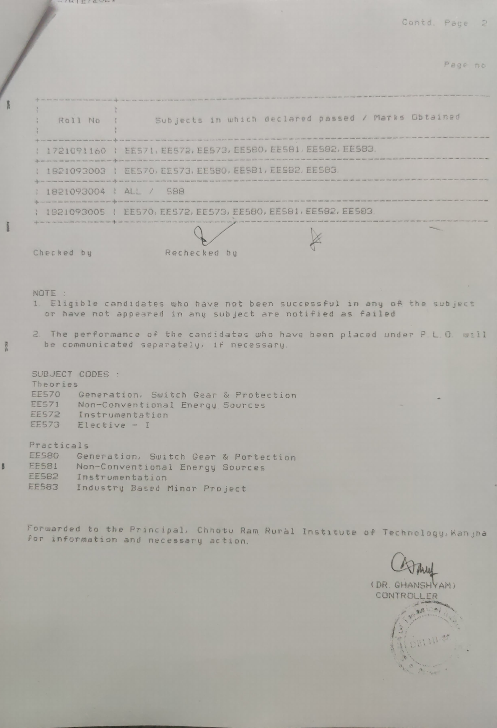Contd. Page 2

Page no

| Roll No | Subjects in which declared passed / Marks Obtained |
|---|---|
| 1721091160 | EE571, EE572, EE573, EE580, EE581, EE582, EE583. |
| 1821093003 | EE570, EE573, EE580, EE581, EE582, EE583. |
| 1821093004 | ALL / 588 |
| 1821093005 | EE570, EE572, EE573, EE580, EE581, EE582, EE583. |

Checked by                Rechecked by

NOTE :

1. Eligible candidates who have not been successful in any of the subject or have not appeared in any subject are notified as failed
2. The performance of the candidates who have been placed under P.L.O. will be communicated separately, if necessary.

SUBJECT CODES :

Theories

EE570 Generation, Switch Gear & Protection
EE571 Non-Conventional Energy Sources
EE572 Instrumentation
EE573 Elective - I

Practicals

EE580 Generation, Switch Gear & Portection
EE581 Non-Conventional Energy Sources
EE582 Instrumentation
EE583 Industry Based Minor Project

Forwarded to the Principal, Chhotu Ram Rural Institute of Technology, Kanjha for information and necessary action.

(DR. GHANSHYAM)
CONTROLLER